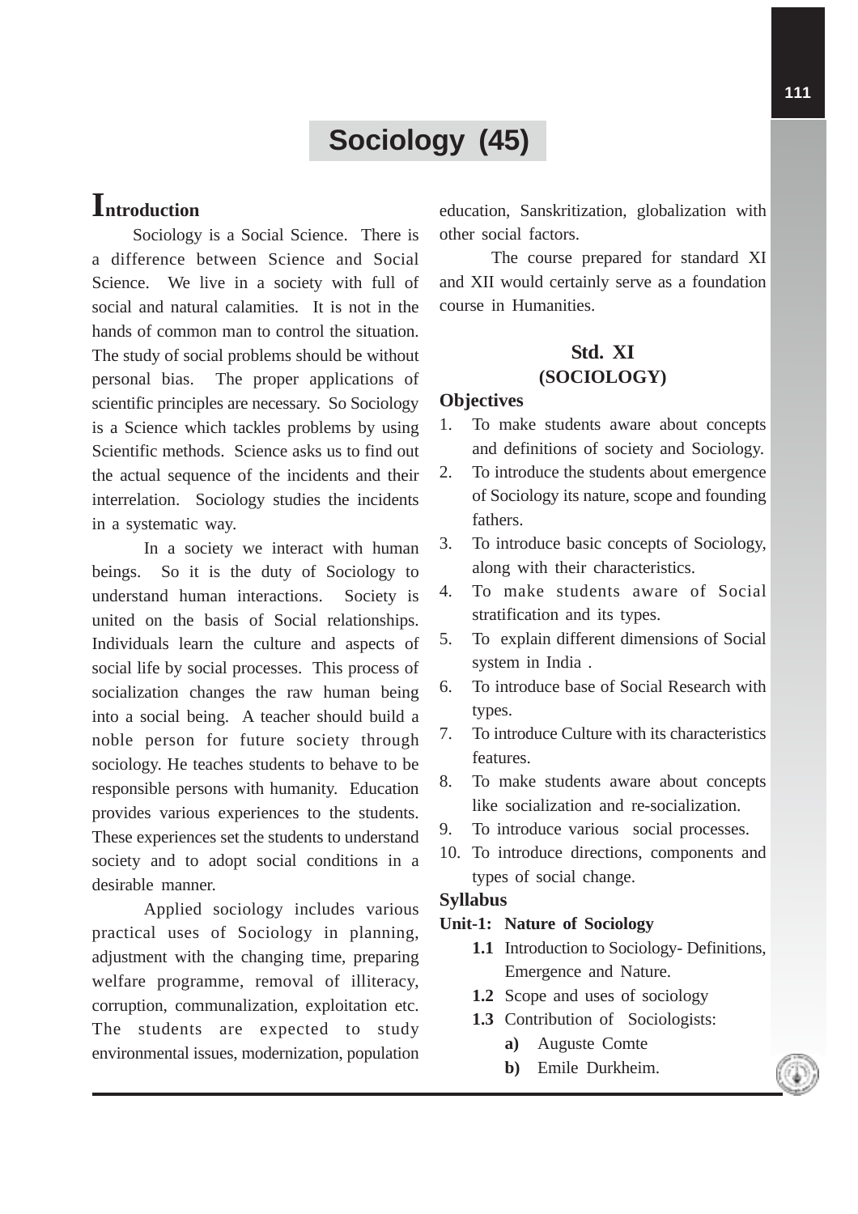# Sociology (45)

## Introduction

Sociology is a Social Science. There is a difference between Science and Social Science. We live in a society with full of social and natural calamities. It is not in the hands of common man to control the situation. The study of social problems should be without personal bias. The proper applications of scientific principles are necessary. So Sociology is a Science which tackles problems by using Scientific methods. Science asks us to find out the actual sequence of the incidents and their interrelation. Sociology studies the incidents in a systematic way.

In a society we interact with human beings. So it is the duty of Sociology to understand human interactions. Society is united on the basis of Social relationships. Individuals learn the culture and aspects of social life by social processes. This process of socialization changes the raw human being into a social being. A teacher should build a noble person for future society through sociology. He teaches students to behave to be responsible persons with humanity. Education provides various experiences to the students. These experiences set the students to understand society and to adopt social conditions in a desirable manner.

Applied sociology includes various practical uses of Sociology in planning, adjustment with the changing time, preparing welfare programme, removal of illiteracy, corruption, communalization, exploitation etc. The students are expected to study environmental issues, modernization, population education, Sanskritization, globalization with other social factors.

The course prepared for standard XI and XII would certainly serve as a foundation course in Humanities.

## Std. XI
## (SOCIOLOGY)

**Objectives**

1. To make students aware about concepts and definitions of society and Sociology.
2. To introduce the students about emergence of Sociology its nature, scope and founding fathers.
3. To introduce basic concepts of Sociology, along with their characteristics.
4. To make students aware of Social stratification and its types.
5. To explain different dimensions of Social system in India .
6. To introduce base of Social Research with types.
7. To introduce Culture with its characteristics features.
8. To make students aware about concepts like socialization and re-socialization.
9. To introduce various social processes.
10. To introduce directions, components and types of social change.

**Syllabus**

**Unit-1: Nature of Sociology**

- **1.1** Introduction to Sociology- Definitions, Emergence and Nature.
- **1.2** Scope and uses of sociology
- **1.3** Contribution of Sociologists:
  - **a)** Auguste Comte
  - **b)** Emile Durkheim.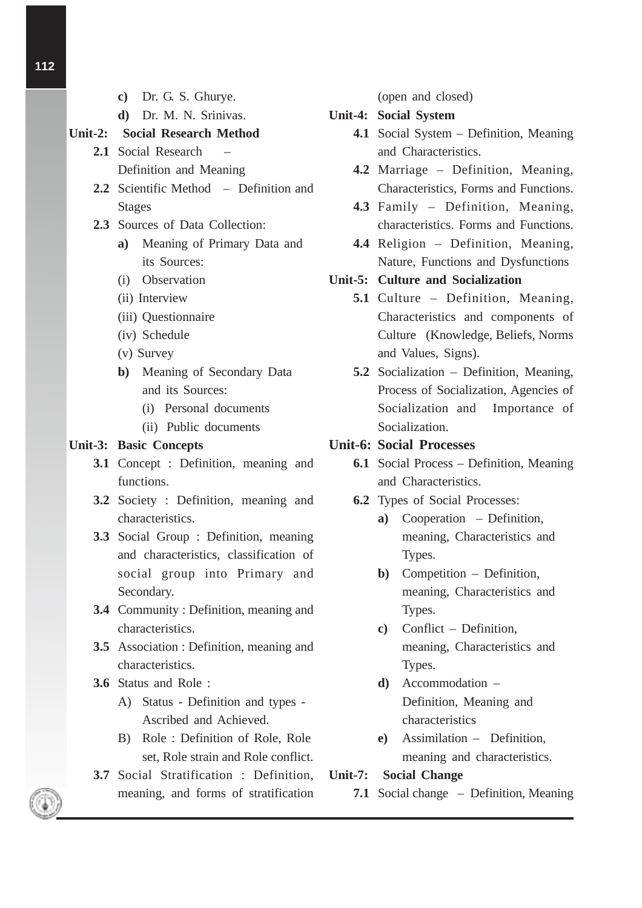- **c)** Dr. G. S. Ghurye.
- **d)** Dr. M. N. Srinivas.

**Unit-2: Social Research Method**

- **2.1** Social Research – Definition and Meaning
- **2.2** Scientific Method – Definition and Stages
- **2.3** Sources of Data Collection:
  - **a)** Meaning of Primary Data and its Sources:
    - (i) Observation
    - (ii) Interview
    - (iii) Questionnaire
    - (iv) Schedule
    - (v) Survey
  - **b)** Meaning of Secondary Data and its Sources:
    - (i) Personal documents
    - (ii) Public documents

**Unit-3: Basic Concepts**

- **3.1** Concept : Definition, meaning and functions.
- **3.2** Society : Definition, meaning and characteristics.
- **3.3** Social Group : Definition, meaning and characteristics, classification of social group into Primary and Secondary.
- **3.4** Community : Definition, meaning and characteristics.
- **3.5** Association : Definition, meaning and characteristics.
- **3.6** Status and Role :
  - A) Status - Definition and types - Ascribed and Achieved.
  - B) Role : Definition of Role, Role set, Role strain and Role conflict.
- **3.7** Social Stratification : Definition, meaning, and forms of stratification (open and closed)

**Unit-4: Social System**

- **4.1** Social System – Definition, Meaning and Characteristics.
- **4.2** Marriage – Definition, Meaning, Characteristics, Forms and Functions.
- **4.3** Family – Definition, Meaning, characteristics. Forms and Functions.
- **4.4** Religion – Definition, Meaning, Nature, Functions and Dysfunctions

**Unit-5: Culture and Socialization**

- **5.1** Culture – Definition, Meaning, Characteristics and components of Culture (Knowledge, Beliefs, Norms and Values, Signs).
- **5.2** Socialization – Definition, Meaning, Process of Socialization, Agencies of Socialization and Importance of Socialization.

**Unit-6: Social Processes**

- **6.1** Social Process – Definition, Meaning and Characteristics.
- **6.2** Types of Social Processes:
  - **a)** Cooperation – Definition, meaning, Characteristics and Types.
  - **b)** Competition – Definition, meaning, Characteristics and Types.
  - **c)** Conflict – Definition, meaning, Characteristics and Types.
  - **d)** Accommodation – Definition, Meaning and characteristics
  - **e)** Assimilation – Definition, meaning and characteristics.

**Unit-7: Social Change**

- **7.1** Social change – Definition, Meaning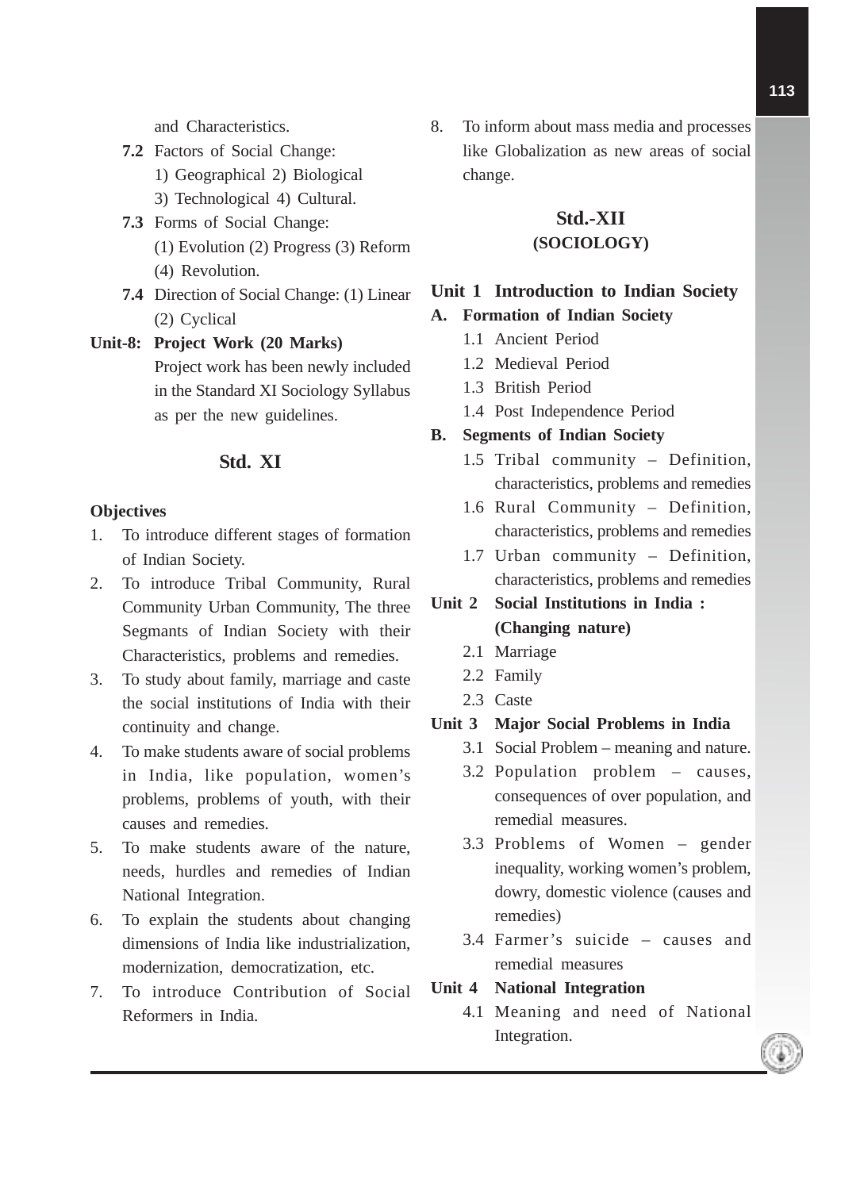and Characteristics.

**7.2** Factors of Social Change:
1) Geographical 2) Biological
3) Technological 4) Cultural.

**7.3** Forms of Social Change:
(1) Evolution (2) Progress (3) Reform
(4) Revolution.

**7.4** Direction of Social Change: (1) Linear
(2) Cyclical

**Unit-8: Project Work (20 Marks)**

Project work has been newly included in the Standard XI Sociology Syllabus as per the new guidelines.

## Std. XI

**Objectives**

1. To introduce different stages of formation of Indian Society.
2. To introduce Tribal Community, Rural Community Urban Community, The three Segmants of Indian Society with their Characteristics, problems and remedies.
3. To study about family, marriage and caste the social institutions of India with their continuity and change.
4. To make students aware of social problems in India, like population, women's problems, problems of youth, with their causes and remedies.
5. To make students aware of the nature, needs, hurdles and remedies of Indian National Integration.
6. To explain the students about changing dimensions of India like industrialization, modernization, democratization, etc.
7. To introduce Contribution of Social Reformers in India.
8. To inform about mass media and processes like Globalization as new areas of social change.

## Std.-XII
### (SOCIOLOGY)

**Unit 1 Introduction to Indian Society**

**A. Formation of Indian Society**

1.1 Ancient Period
1.2 Medieval Period
1.3 British Period
1.4 Post Independence Period

**B. Segments of Indian Society**

1.5 Tribal community – Definition, characteristics, problems and remedies
1.6 Rural Community – Definition, characteristics, problems and remedies
1.7 Urban community – Definition, characteristics, problems and remedies

**Unit 2 Social Institutions in India : (Changing nature)**

2.1 Marriage
2.2 Family
2.3 Caste

**Unit 3 Major Social Problems in India**

3.1 Social Problem – meaning and nature.
3.2 Population problem – causes, consequences of over population, and remedial measures.
3.3 Problems of Women – gender inequality, working women's problem, dowry, domestic violence (causes and remedies)
3.4 Farmer's suicide – causes and remedial measures

**Unit 4 National Integration**

4.1 Meaning and need of National Integration.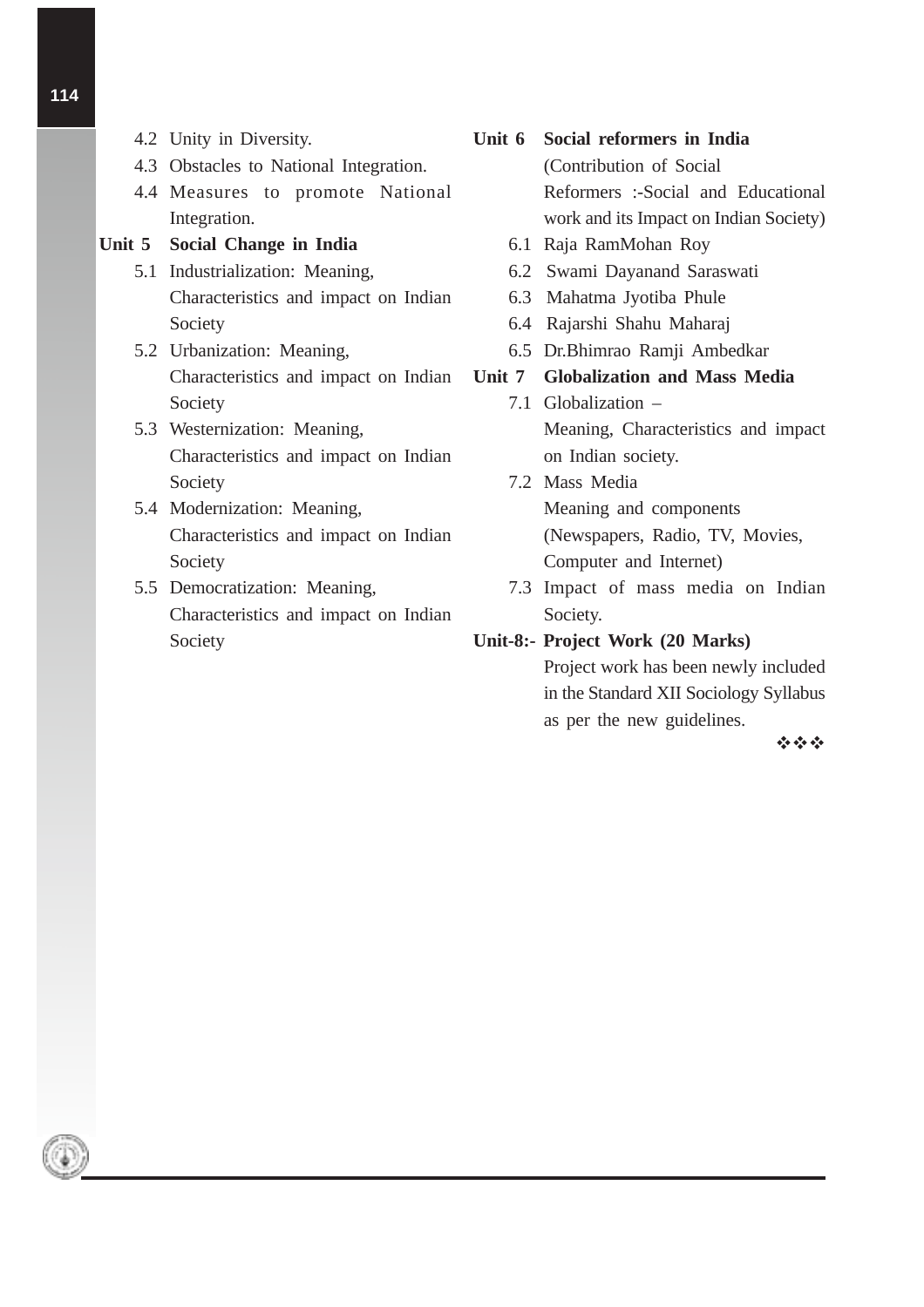4.2 Unity in Diversity.

4.3 Obstacles to National Integration.

4.4 Measures to promote National Integration.

**Unit 5 Social Change in India**

5.1 Industrialization: Meaning, Characteristics and impact on Indian Society

5.2 Urbanization: Meaning, Characteristics and impact on Indian Society

5.3 Westernization: Meaning, Characteristics and impact on Indian Society

5.4 Modernization: Meaning, Characteristics and impact on Indian Society

5.5 Democratization: Meaning, Characteristics and impact on Indian Society

**Unit 6 Social reformers in India**

(Contribution of Social Reformers :-Social and Educational work and its Impact on Indian Society)

6.1 Raja RamMohan Roy

6.2 Swami Dayanand Saraswati

6.3 Mahatma Jyotiba Phule

6.4 Rajarshi Shahu Maharaj

6.5 Dr.Bhimrao Ramji Ambedkar

**Unit 7 Globalization and Mass Media**

7.1 Globalization – Meaning, Characteristics and impact on Indian society.

7.2 Mass Media Meaning and components (Newspapers, Radio, TV, Movies, Computer and Internet)

7.3 Impact of mass media on Indian Society.

**Unit-8:- Project Work (20 Marks)**

Project work has been newly included in the Standard XII Sociology Syllabus as per the new guidelines.

❖❖❖